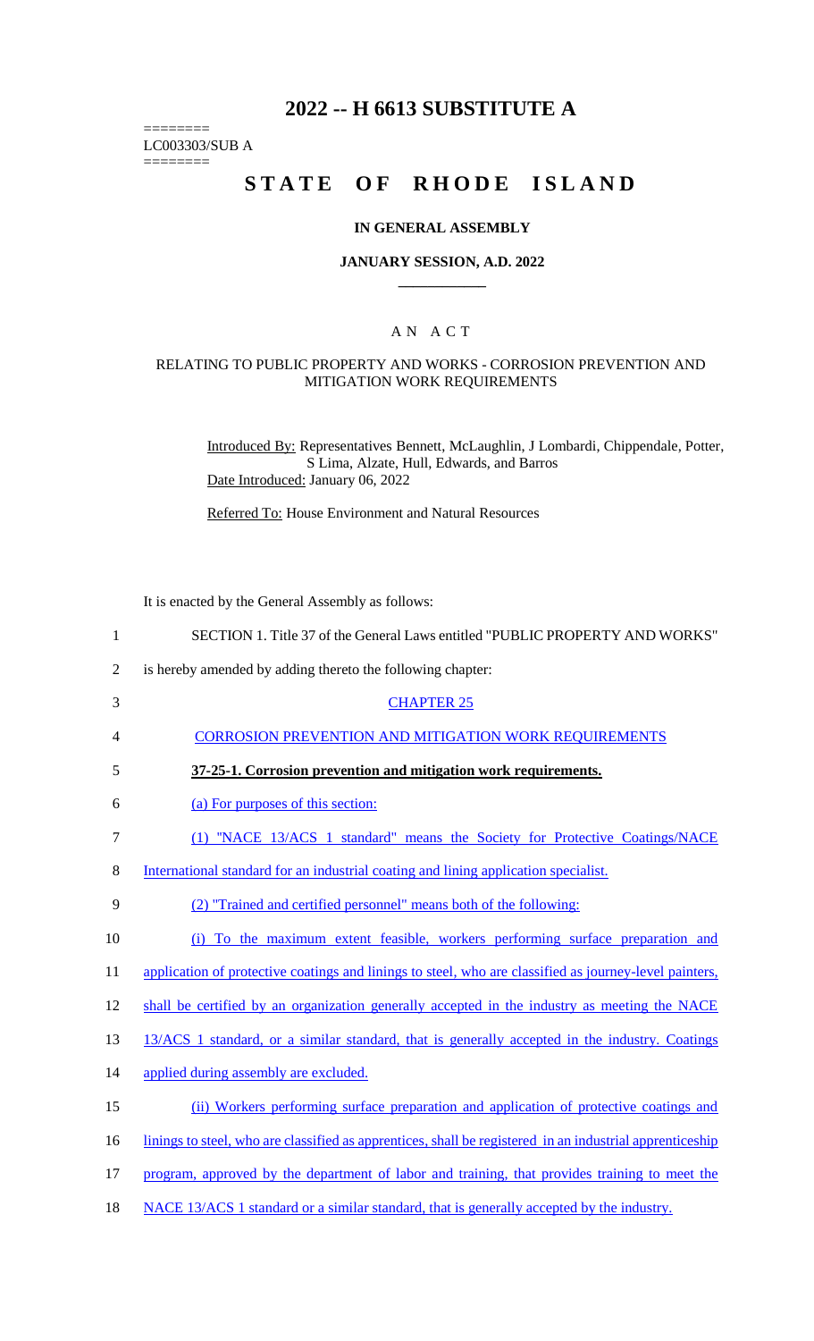# 2022 -- H 6613 SUBSTITUTE A

========
LC003303/SUB A
========

# STATE OF RHODE ISLAND

## IN GENERAL ASSEMBLY

### JANUARY SESSION, A.D. 2022

---

## A N A C T

### RELATING TO PUBLIC PROPERTY AND WORKS - CORROSION PREVENTION AND MITIGATION WORK REQUIREMENTS

Introduced By: Representatives Bennett, McLaughlin, J Lombardi, Chippendale, Potter, S Lima, Alzate, Hull, Edwards, and Barros

Date Introduced: January 06, 2022

Referred To: House Environment and Natural Resources

It is enacted by the General Assembly as follows:

1 SECTION 1. Title 37 of the General Laws entitled "PUBLIC PROPERTY AND WORKS"
2 is hereby amended by adding thereto the following chapter:

3 CHAPTER 25

4 CORROSION PREVENTION AND MITIGATION WORK REQUIREMENTS

5 **37-25-1. Corrosion prevention and mitigation work requirements.**

6 (a) For purposes of this section:

7 (1) "NACE 13/ACS 1 standard" means the Society for Protective Coatings/NACE
8 International standard for an industrial coating and lining application specialist.

9 (2) "Trained and certified personnel" means both of the following:

10 (i) To the maximum extent feasible, workers performing surface preparation and
11 application of protective coatings and linings to steel, who are classified as journey-level painters,
12 shall be certified by an organization generally accepted in the industry as meeting the NACE
13 13/ACS 1 standard, or a similar standard, that is generally accepted in the industry. Coatings
14 applied during assembly are excluded.

15 (ii) Workers performing surface preparation and application of protective coatings and
16 linings to steel, who are classified as apprentices, shall be registered in an industrial apprenticeship
17 program, approved by the department of labor and training, that provides training to meet the
18 NACE 13/ACS 1 standard or a similar standard, that is generally accepted by the industry.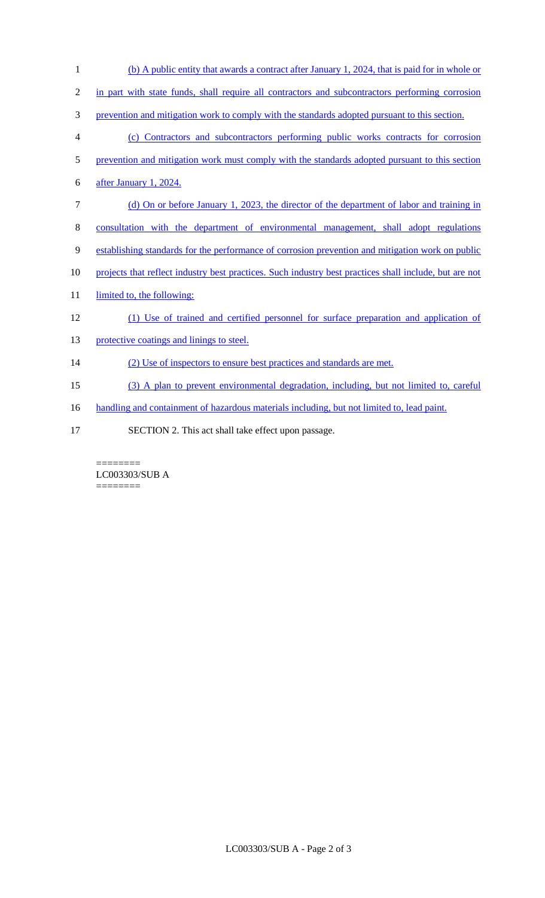(b) A public entity that awards a contract after January 1, 2024, that is paid for in whole or in part with state funds, shall require all contractors and subcontractors performing corrosion prevention and mitigation work to comply with the standards adopted pursuant to this section.

(c) Contractors and subcontractors performing public works contracts for corrosion prevention and mitigation work must comply with the standards adopted pursuant to this section after January 1, 2024.

(d) On or before January 1, 2023, the director of the department of labor and training in consultation with the department of environmental management, shall adopt regulations establishing standards for the performance of corrosion prevention and mitigation work on public projects that reflect industry best practices. Such industry best practices shall include, but are not limited to, the following:

(1) Use of trained and certified personnel for surface preparation and application of protective coatings and linings to steel.

(2) Use of inspectors to ensure best practices and standards are met.

(3) A plan to prevent environmental degradation, including, but not limited to, careful handling and containment of hazardous materials including, but not limited to, lead paint.

SECTION 2. This act shall take effect upon passage.

========
LC003303/SUB A
========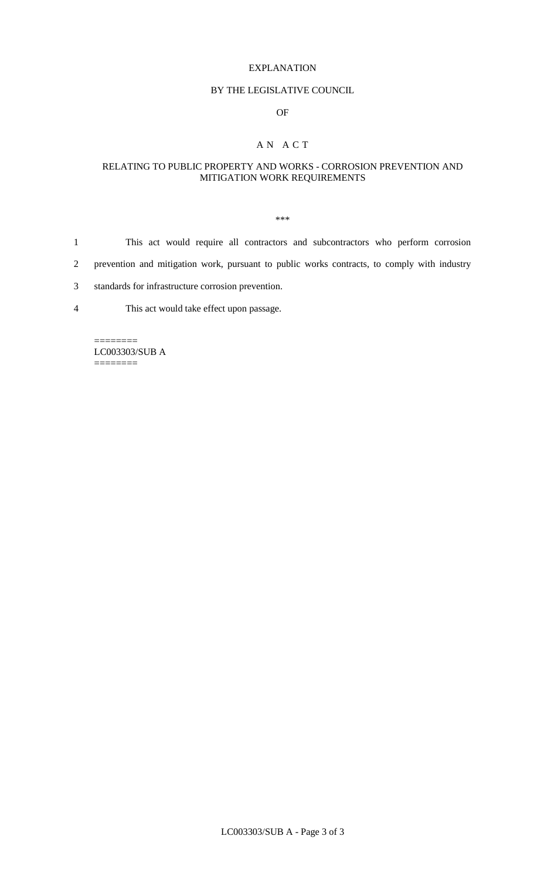EXPLANATION

BY THE LEGISLATIVE COUNCIL

OF

A N A C T

RELATING TO PUBLIC PROPERTY AND WORKS - CORROSION PREVENTION AND MITIGATION WORK REQUIREMENTS

\*\*\*

1 This act would require all contractors and subcontractors who perform corrosion
2 prevention and mitigation work, pursuant to public works contracts, to comply with industry
3 standards for infrastructure corrosion prevention.
4 This act would take effect upon passage.

========
LC003303/SUB A
========